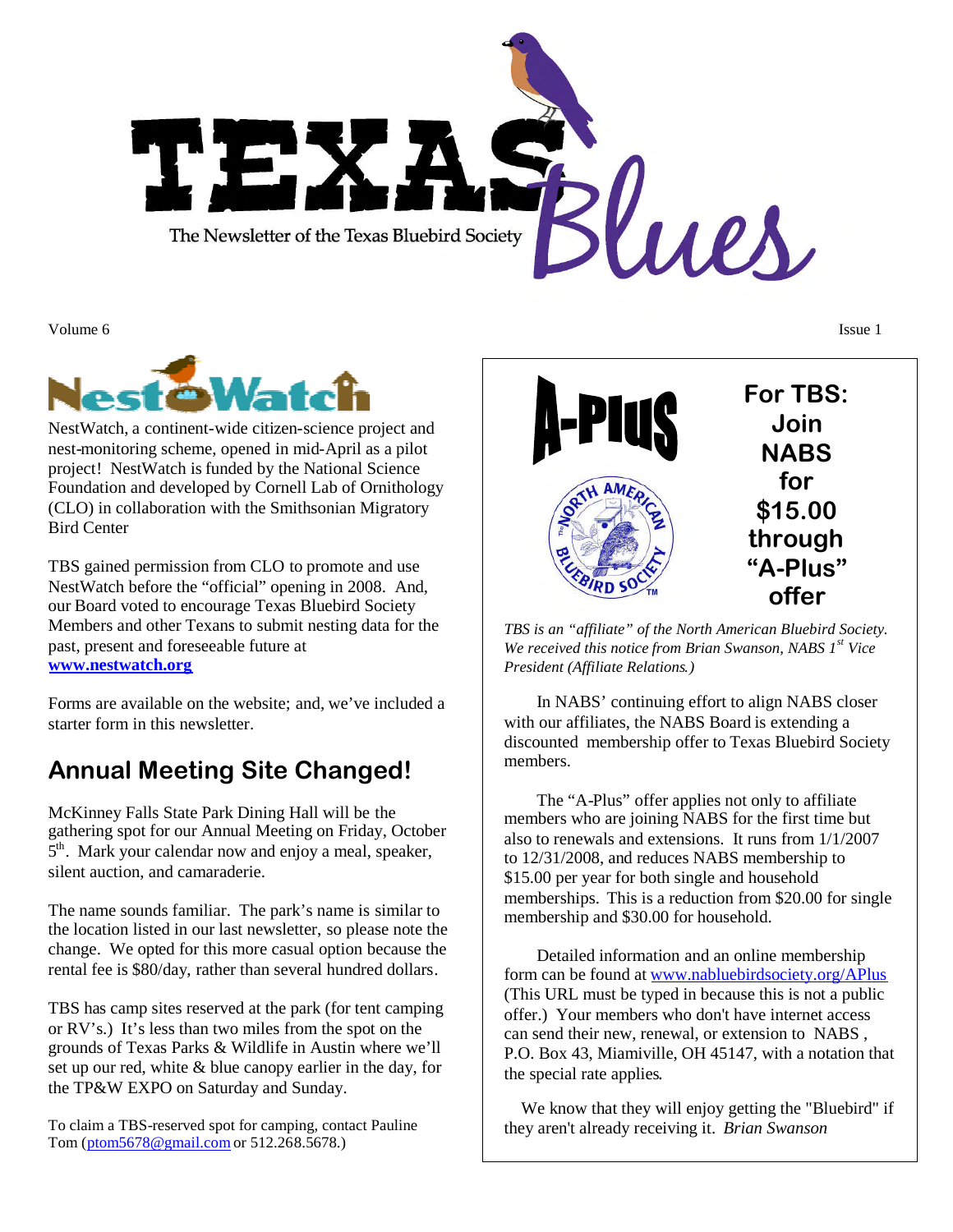# TEXAS Blues

The Newsletter of the Texas Bluebird Society

Volume 6 Issue 1

## NestWatch

NestWatch, a continent-wide citizen-science project and nest-monitoring scheme, opened in mid-April as a pilot project! NestWatch is funded by the National Science Foundation and developed by Cornell Lab of Ornithology (CLO) in collaboration with the Smithsonian Migratory Bird Center

TBS gained permission from CLO to promote and use NestWatch before the "official" opening in 2008. And, our Board voted to encourage Texas Bluebird Society Members and other Texans to submit nesting data for the past, present and foreseeable future at **www.nestwatch.org**

Forms are available on the website; and, we've included a starter form in this newsletter.

## Annual Meeting Site Changed!

McKinney Falls State Park Dining Hall will be the gathering spot for our Annual Meeting on Friday, October 5th. Mark your calendar now and enjoy a meal, speaker, silent auction, and camaraderie.

The name sounds familiar. The park's name is similar to the location listed in our last newsletter, so please note the change. We opted for this more casual option because the rental fee is $80/day, rather than several hundred dollars.

TBS has camp sites reserved at the park (for tent camping or RV's.) It's less than two miles from the spot on the grounds of Texas Parks & Wildlife in Austin where we'll set up our red, white & blue canopy earlier in the day, for the TP&W EXPO on Saturday and Sunday.

To claim a TBS-reserved spot for camping, contact Pauline Tom (ptom5678@gmail.com or 512.268.5678.)

## A-Plus

**For TBS: Join NABS for $15.00 through "A-Plus" offer**

*TBS is an "affiliate" of the North American Bluebird Society. We received this notice from Brian Swanson, NABS 1st Vice President (Affiliate Relations.)*

In NABS' continuing effort to align NABS closer with our affiliates, the NABS Board is extending a discounted membership offer to Texas Bluebird Society members.

The "A-Plus" offer applies not only to affiliate members who are joining NABS for the first time but also to renewals and extensions. It runs from 1/1/2007 to 12/31/2008, and reduces NABS membership to $15.00 per year for both single and household memberships. This is a reduction from $20.00 for single membership and $30.00 for household.

Detailed information and an online membership form can be found at www.nabluebirdsociety.org/APlus (This URL must be typed in because this is not a public offer.) Your members who don't have internet access can send their new, renewal, or extension to NABS , P.O. Box 43, Miamiville, OH 45147, with a notation that the special rate applies.

We know that they will enjoy getting the "Bluebird" if they aren't already receiving it. *Brian Swanson*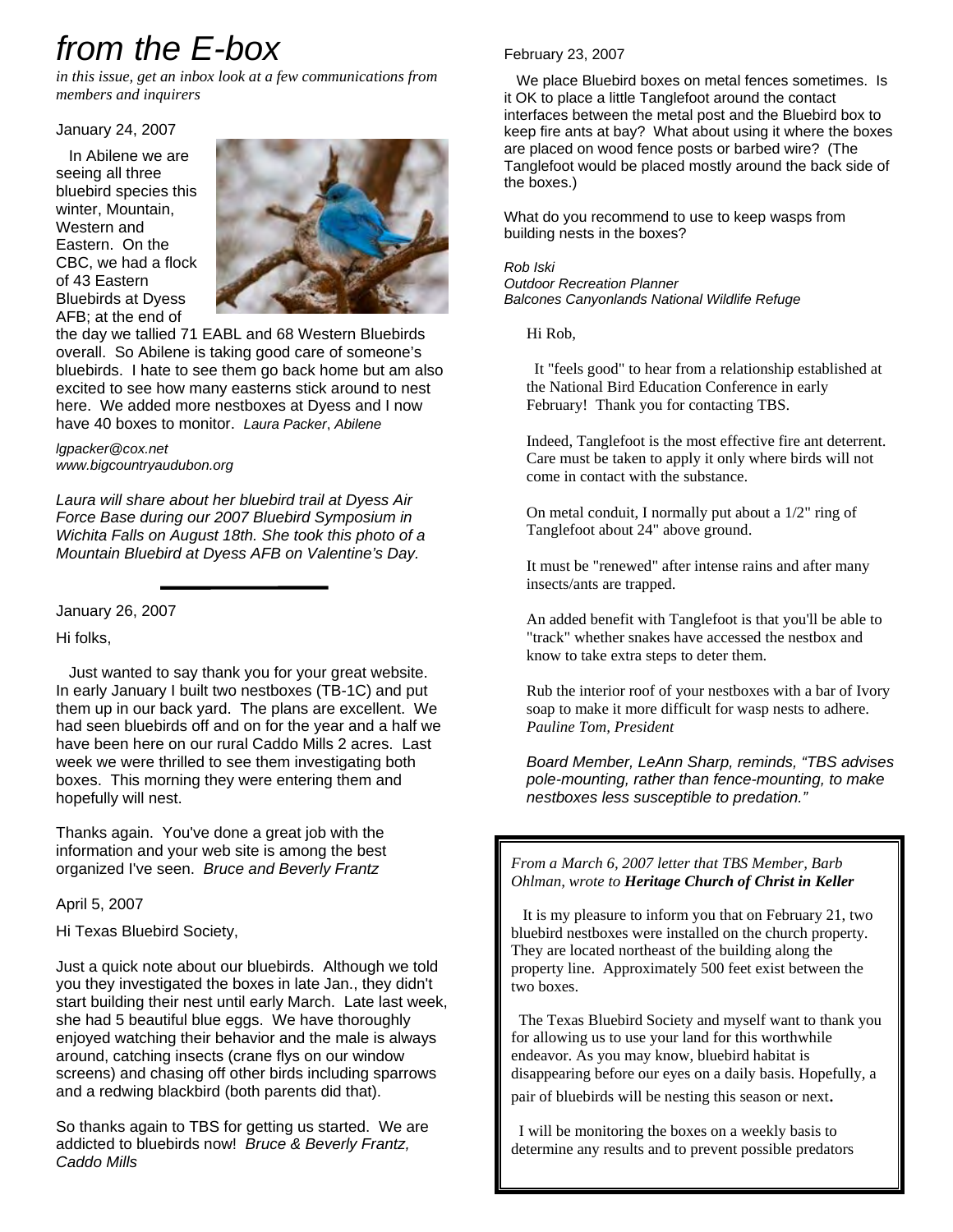# from the E-box

*in this issue, get an inbox look at a few communications from members and inquirers*

January 24, 2007

In Abilene we are seeing all three bluebird species this winter, Mountain, Western and Eastern. On the CBC, we had a flock of 43 Eastern Bluebirds at Dyess AFB; at the end of the day we tallied 71 EABL and 68 Western Bluebirds overall. So Abilene is taking good care of someone's bluebirds. I hate to see them go back home but am also excited to see how many easterns stick around to nest here. We added more nestboxes at Dyess and I now have 40 boxes to monitor. *Laura Packer, Abilene*

*lgpacker@cox.net*
*www.bigcountryaudubon.org*

*Laura will share about her bluebird trail at Dyess Air Force Base during our 2007 Bluebird Symposium in Wichita Falls on August 18th. She took this photo of a Mountain Bluebird at Dyess AFB on Valentine's Day.*

---

January 26, 2007

Hi folks,

Just wanted to say thank you for your great website. In early January I built two nestboxes (TB-1C) and put them up in our back yard. The plans are excellent. We had seen bluebirds off and on for the year and a half we have been here on our rural Caddo Mills 2 acres. Last week we were thrilled to see them investigating both boxes. This morning they were entering them and hopefully will nest.

Thanks again. You've done a great job with the information and your web site is among the best organized I've seen. *Bruce and Beverly Frantz*

April 5, 2007

Hi Texas Bluebird Society,

Just a quick note about our bluebirds. Although we told you they investigated the boxes in late Jan., they didn't start building their nest until early March. Late last week, she had 5 beautiful blue eggs. We have thoroughly enjoyed watching their behavior and the male is always around, catching insects (crane flys on our window screens) and chasing off other birds including sparrows and a redwing blackbird (both parents did that).

So thanks again to TBS for getting us started. We are addicted to bluebirds now! *Bruce & Beverly Frantz, Caddo Mills*

February 23, 2007

We place Bluebird boxes on metal fences sometimes. Is it OK to place a little Tanglefoot around the contact interfaces between the metal post and the Bluebird box to keep fire ants at bay? What about using it where the boxes are placed on wood fence posts or barbed wire? (The Tanglefoot would be placed mostly around the back side of the boxes.)

What do you recommend to use to keep wasps from building nests in the boxes?

*Rob Iski*
*Outdoor Recreation Planner*
*Balcones Canyonlands National Wildlife Refuge*

Hi Rob,

It "feels good" to hear from a relationship established at the National Bird Education Conference in early February! Thank you for contacting TBS.

Indeed, Tanglefoot is the most effective fire ant deterrent. Care must be taken to apply it only where birds will not come in contact with the substance.

On metal conduit, I normally put about a 1/2" ring of Tanglefoot about 24" above ground.

It must be "renewed" after intense rains and after many insects/ants are trapped.

An added benefit with Tanglefoot is that you'll be able to "track" whether snakes have accessed the nestbox and know to take extra steps to deter them.

Rub the interior roof of your nestboxes with a bar of Ivory soap to make it more difficult for wasp nests to adhere. *Pauline Tom, President*

*Board Member, LeAnn Sharp, reminds, "TBS advises pole-mounting, rather than fence-mounting, to make nestboxes less susceptible to predation."*

---

*From a March 6, 2007 letter that TBS Member, Barb Ohlman, wrote to* ***Heritage Church of Christ in Keller***

It is my pleasure to inform you that on February 21, two bluebird nestboxes were installed on the church property. They are located northeast of the building along the property line. Approximately 500 feet exist between the two boxes.

The Texas Bluebird Society and myself want to thank you for allowing us to use your land for this worthwhile endeavor. As you may know, bluebird habitat is disappearing before our eyes on a daily basis. Hopefully, a pair of bluebirds will be nesting this season or next.

I will be monitoring the boxes on a weekly basis to determine any results and to prevent possible predators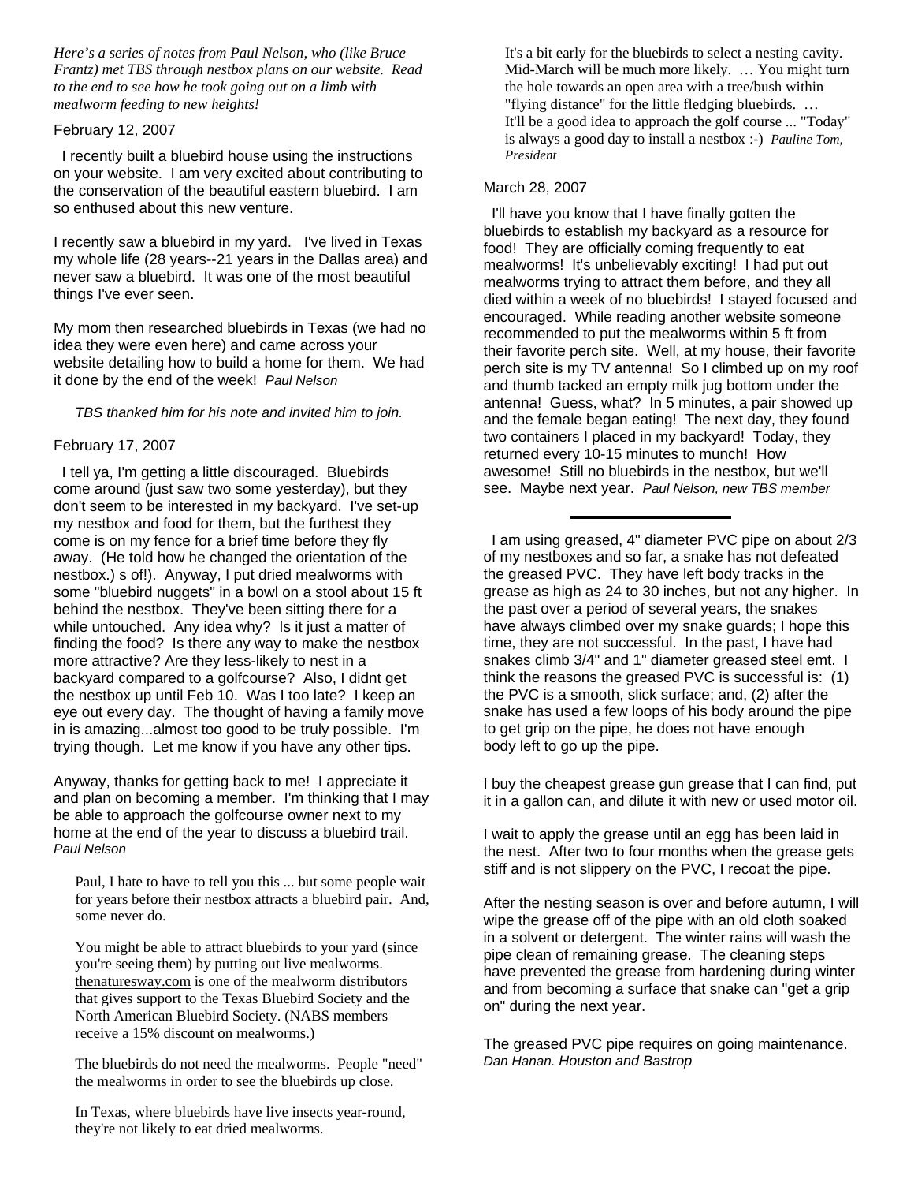*Here's a series of notes from Paul Nelson, who (like Bruce Frantz) met TBS through nestbox plans on our website. Read to the end to see how he took going out on a limb with mealworm feeding to new heights!*

February 12, 2007

I recently built a bluebird house using the instructions on your website. I am very excited about contributing to the conservation of the beautiful eastern bluebird. I am so enthused about this new venture.

I recently saw a bluebird in my yard. I've lived in Texas my whole life (28 years--21 years in the Dallas area) and never saw a bluebird. It was one of the most beautiful things I've ever seen.

My mom then researched bluebirds in Texas (we had no idea they were even here) and came across your website detailing how to build a home for them. We had it done by the end of the week! *Paul Nelson*

*TBS thanked him for his note and invited him to join.*

February 17, 2007

I tell ya, I'm getting a little discouraged. Bluebirds come around (just saw two some yesterday), but they don't seem to be interested in my backyard. I've set-up my nestbox and food for them, but the furthest they come is on my fence for a brief time before they fly away. (He told how he changed the orientation of the nestbox.) s of!). Anyway, I put dried mealworms with some "bluebird nuggets" in a bowl on a stool about 15 ft behind the nestbox. They've been sitting there for a while untouched. Any idea why? Is it just a matter of finding the food? Is there any way to make the nestbox more attractive? Are they less-likely to nest in a backyard compared to a golfcourse? Also, I didnt get the nestbox up until Feb 10. Was I too late? I keep an eye out every day. The thought of having a family move in is amazing...almost too good to be truly possible. I'm trying though. Let me know if you have any other tips.

Anyway, thanks for getting back to me! I appreciate it and plan on becoming a member. I'm thinking that I may be able to approach the golfcourse owner next to my home at the end of the year to discuss a bluebird trail. *Paul Nelson*

> Paul, I hate to have to tell you this ... but some people wait for years before their nestbox attracts a bluebird pair. And, some never do.
>
> You might be able to attract bluebirds to your yard (since you're seeing them) by putting out live mealworms. thenaturesway.com is one of the mealworm distributors that gives support to the Texas Bluebird Society and the North American Bluebird Society. (NABS members receive a 15% discount on mealworms.)
>
> The bluebirds do not need the mealworms. People "need" the mealworms in order to see the bluebirds up close.
>
> In Texas, where bluebirds have live insects year-round, they're not likely to eat dried mealworms.
>
> It's a bit early for the bluebirds to select a nesting cavity. Mid-March will be much more likely. … You might turn the hole towards an open area with a tree/bush within "flying distance" for the little fledging bluebirds. … It'll be a good idea to approach the golf course ... "Today" is always a good day to install a nestbox :-) *Pauline Tom, President*

March 28, 2007

I'll have you know that I have finally gotten the bluebirds to establish my backyard as a resource for food! They are officially coming frequently to eat mealworms! It's unbelievably exciting! I had put out mealworms trying to attract them before, and they all died within a week of no bluebirds! I stayed focused and encouraged. While reading another website someone recommended to put the mealworms within 5 ft from their favorite perch site. Well, at my house, their favorite perch site is my TV antenna! So I climbed up on my roof and thumb tacked an empty milk jug bottom under the antenna! Guess, what? In 5 minutes, a pair showed up and the female began eating! The next day, they found two containers I placed in my backyard! Today, they returned every 10-15 minutes to munch! How awesome! Still no bluebirds in the nestbox, but we'll see. Maybe next year. *Paul Nelson, new TBS member*

---

I am using greased, 4" diameter PVC pipe on about 2/3 of my nestboxes and so far, a snake has not defeated the greased PVC. They have left body tracks in the grease as high as 24 to 30 inches, but not any higher. In the past over a period of several years, the snakes have always climbed over my snake guards; I hope this time, they are not successful. In the past, I have had snakes climb 3/4" and 1" diameter greased steel emt. I think the reasons the greased PVC is successful is: (1) the PVC is a smooth, slick surface; and, (2) after the snake has used a few loops of his body around the pipe to get grip on the pipe, he does not have enough body left to go up the pipe.

I buy the cheapest grease gun grease that I can find, put it in a gallon can, and dilute it with new or used motor oil.

I wait to apply the grease until an egg has been laid in the nest. After two to four months when the grease gets stiff and is not slippery on the PVC, I recoat the pipe.

After the nesting season is over and before autumn, I will wipe the grease off of the pipe with an old cloth soaked in a solvent or detergent. The winter rains will wash the pipe clean of remaining grease. The cleaning steps have prevented the grease from hardening during winter and from becoming a surface that snake can "get a grip on" during the next year.

The greased PVC pipe requires on going maintenance. *Dan Hanan. Houston and Bastrop*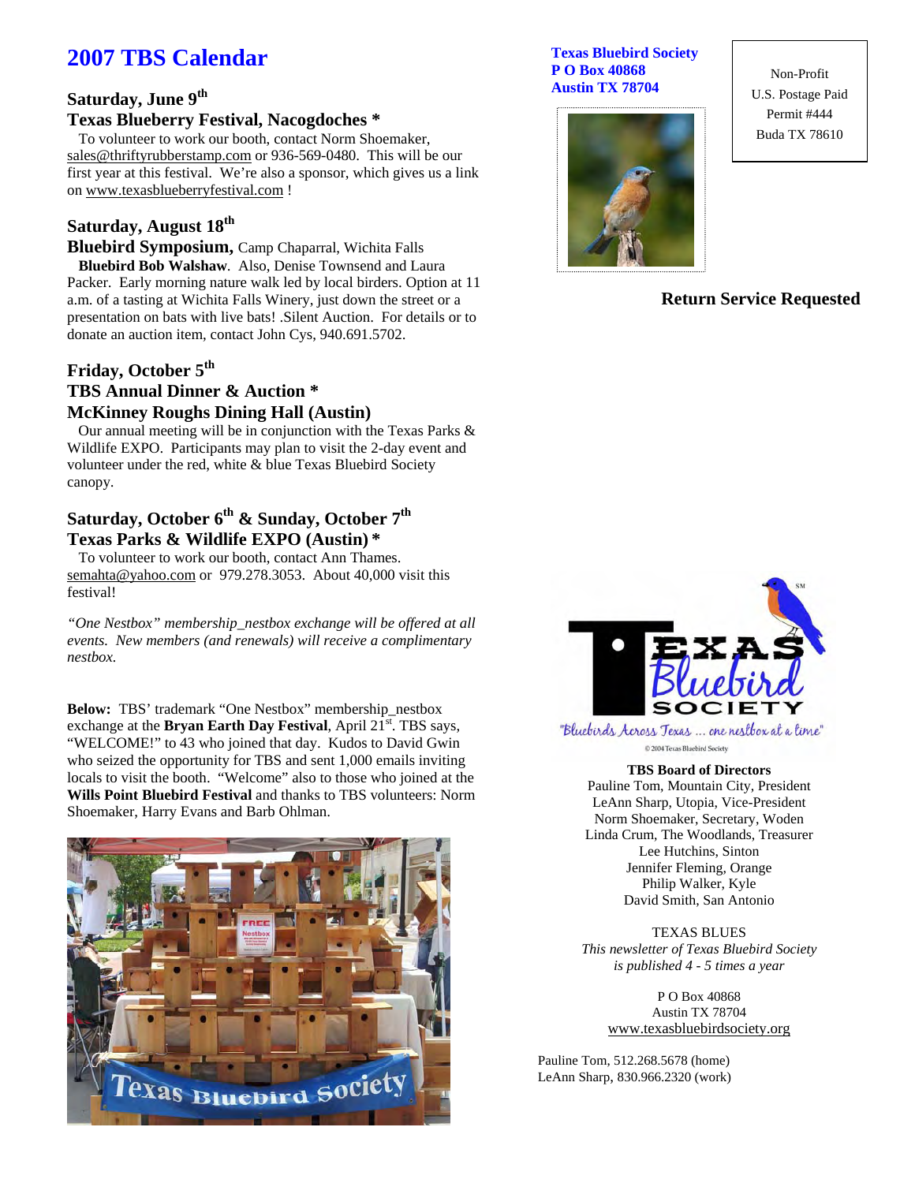# 2007 TBS Calendar

### Saturday, June 9th
### Texas Blueberry Festival, Nacogdoches *

To volunteer to work our booth, contact Norm Shoemaker, sales@thriftyrubberstamp.com or 936-569-0480. This will be our first year at this festival. We're also a sponsor, which gives us a link on www.texasblueberryfestival.com !

### Saturday, August 18th

**Bluebird Symposium,** Camp Chaparral, Wichita Falls

**Bluebird Bob Walshaw**. Also, Denise Townsend and Laura Packer. Early morning nature walk led by local birders. Option at 11 a.m. of a tasting at Wichita Falls Winery, just down the street or a presentation on bats with live bats! .Silent Auction. For details or to donate an auction item, contact John Cys, 940.691.5702.

### Friday, October 5th
### TBS Annual Dinner & Auction *
### McKinney Roughs Dining Hall (Austin)

Our annual meeting will be in conjunction with the Texas Parks & Wildlife EXPO. Participants may plan to visit the 2-day event and volunteer under the red, white & blue Texas Bluebird Society canopy.

### Saturday, October 6th & Sunday, October 7th
### Texas Parks & Wildlife EXPO (Austin) *

To volunteer to work our booth, contact Ann Thames. semahta@yahoo.com or 979.278.3053. About 40,000 visit this festival!

*"One Nestbox" membership_nestbox exchange will be offered at all events. New members (and renewals) will receive a complimentary nestbox.*

**Below:** TBS' trademark "One Nestbox" membership_nestbox exchange at the **Bryan Earth Day Festival**, April 21st. TBS says, "WELCOME!" to 43 who joined that day. Kudos to David Gwin who seized the opportunity for TBS and sent 1,000 emails inviting locals to visit the booth. "Welcome" also to those who joined at the **Wills Point Bluebird Festival** and thanks to TBS volunteers: Norm Shoemaker, Harry Evans and Barb Ohlman.

**Texas Bluebird Society**
**P O Box 40868**
**Austin TX 78704**

Non-Profit
U.S. Postage Paid
Permit #444
Buda TX 78610

**Return Service Requested**

"Bluebirds Across Texas ... one nestbox at a time"
© 2004 Texas Bluebird Society

**TBS Board of Directors**
Pauline Tom, Mountain City, President
LeAnn Sharp, Utopia, Vice-President
Norm Shoemaker, Secretary, Woden
Linda Crum, The Woodlands, Treasurer
Lee Hutchins, Sinton
Jennifer Fleming, Orange
Philip Walker, Kyle
David Smith, San Antonio

TEXAS BLUES
*This newsletter of Texas Bluebird Society is published 4 - 5 times a year*

P O Box 40868
Austin TX 78704
www.texasbluebirdsociety.org

Pauline Tom, 512.268.5678 (home)
LeAnn Sharp, 830.966.2320 (work)